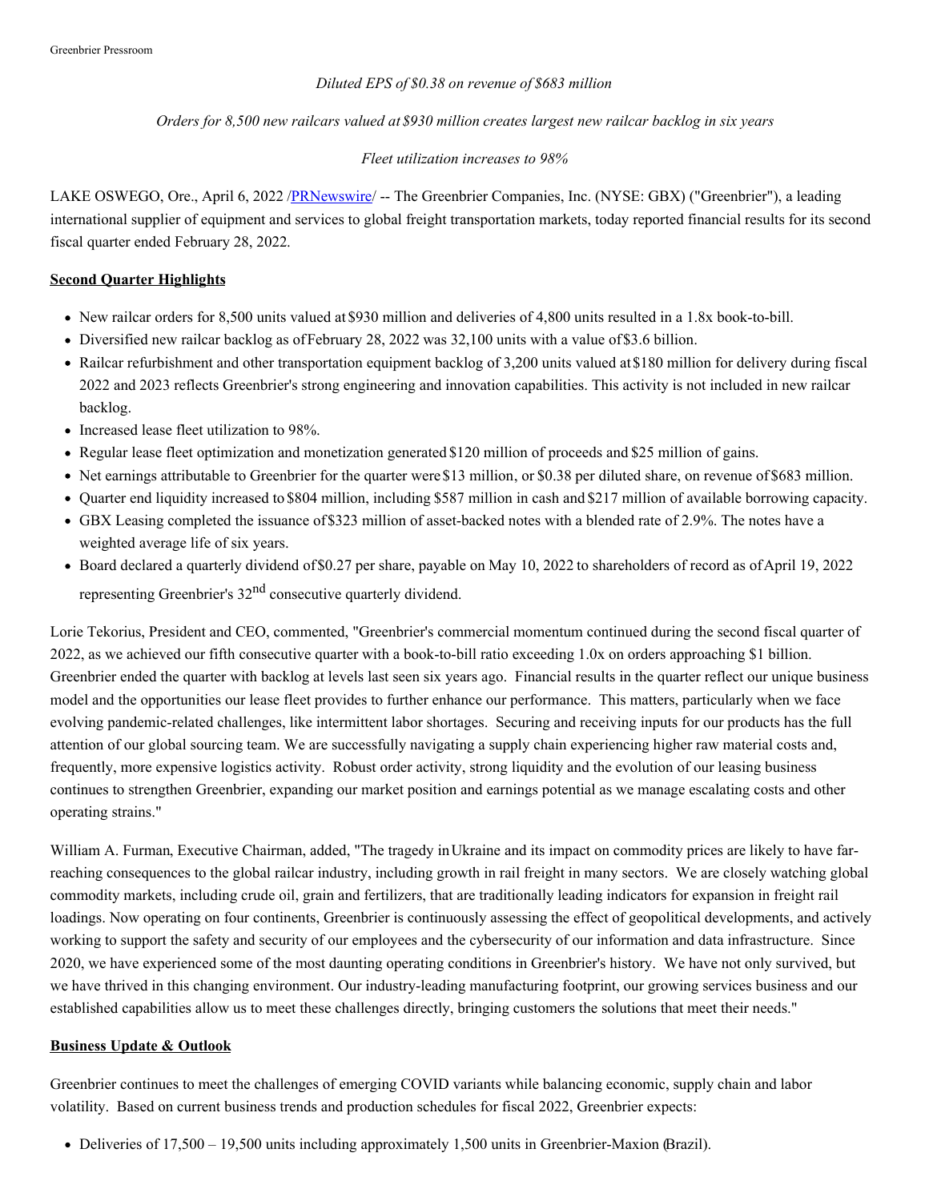*Diluted EPS of $0.38 on revenue of $683 million*

*Orders for 8,500 new railcars valued at $930 million creates largest new railcar backlog in six years*

*Fleet utilization increases to 98%*

LAKE OSWEGO, Ore., April 6, 2022 /PRNewswire/ -- The Greenbrier Companies, Inc. (NYSE: GBX) ("Greenbrier"), a leading international supplier of equipment and services to global freight transportation markets, today reported financial results for its second fiscal quarter ended February 28, 2022.

**Second Quarter Highlights**

- New railcar orders for 8,500 units valued at $930 million and deliveries of 4,800 units resulted in a 1.8x book-to-bill.
- Diversified new railcar backlog as of February 28, 2022 was 32,100 units with a value of $3.6 billion.
- Railcar refurbishment and other transportation equipment backlog of 3,200 units valued at $180 million for delivery during fiscal 2022 and 2023 reflects Greenbrier's strong engineering and innovation capabilities. This activity is not included in new railcar backlog.
- Increased lease fleet utilization to 98%.
- Regular lease fleet optimization and monetization generated $120 million of proceeds and $25 million of gains.
- Net earnings attributable to Greenbrier for the quarter were $13 million, or $0.38 per diluted share, on revenue of $683 million.
- Quarter end liquidity increased to $804 million, including $587 million in cash and $217 million of available borrowing capacity.
- GBX Leasing completed the issuance of $323 million of asset-backed notes with a blended rate of 2.9%. The notes have a weighted average life of six years.
- Board declared a quarterly dividend of $0.27 per share, payable on May 10, 2022 to shareholders of record as of April 19, 2022 representing Greenbrier's 32nd consecutive quarterly dividend.

Lorie Tekorius, President and CEO, commented, "Greenbrier's commercial momentum continued during the second fiscal quarter of 2022, as we achieved our fifth consecutive quarter with a book-to-bill ratio exceeding 1.0x on orders approaching $1 billion. Greenbrier ended the quarter with backlog at levels last seen six years ago. Financial results in the quarter reflect our unique business model and the opportunities our lease fleet provides to further enhance our performance. This matters, particularly when we face evolving pandemic-related challenges, like intermittent labor shortages. Securing and receiving inputs for our products has the full attention of our global sourcing team. We are successfully navigating a supply chain experiencing higher raw material costs and, frequently, more expensive logistics activity. Robust order activity, strong liquidity and the evolution of our leasing business continues to strengthen Greenbrier, expanding our market position and earnings potential as we manage escalating costs and other operating strains."

William A. Furman, Executive Chairman, added, "The tragedy in Ukraine and its impact on commodity prices are likely to have far-reaching consequences to the global railcar industry, including growth in rail freight in many sectors. We are closely watching global commodity markets, including crude oil, grain and fertilizers, that are traditionally leading indicators for expansion in freight rail loadings. Now operating on four continents, Greenbrier is continuously assessing the effect of geopolitical developments, and actively working to support the safety and security of our employees and the cybersecurity of our information and data infrastructure. Since 2020, we have experienced some of the most daunting operating conditions in Greenbrier's history. We have not only survived, but we have thrived in this changing environment. Our industry-leading manufacturing footprint, our growing services business and our established capabilities allow us to meet these challenges directly, bringing customers the solutions that meet their needs."

**Business Update & Outlook**

Greenbrier continues to meet the challenges of emerging COVID variants while balancing economic, supply chain and labor volatility. Based on current business trends and production schedules for fiscal 2022, Greenbrier expects:

- Deliveries of 17,500 – 19,500 units including approximately 1,500 units in Greenbrier-Maxion (Brazil).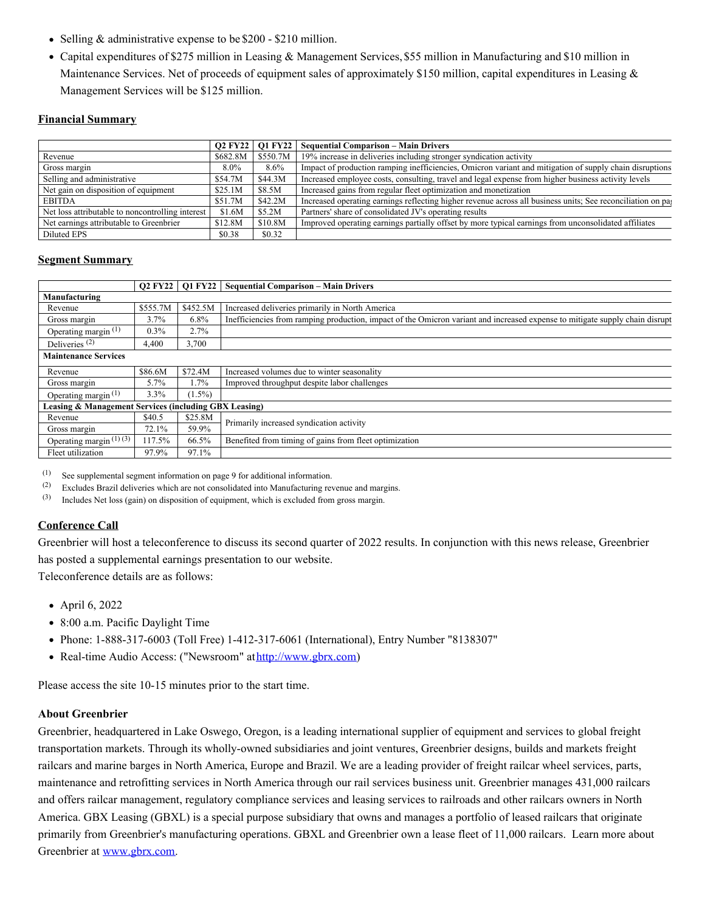- Selling & administrative expense to be $200 - $210 million.
- Capital expenditures of $275 million in Leasing & Management Services, $55 million in Manufacturing and $10 million in Maintenance Services. Net of proceeds of equipment sales of approximately $150 million, capital expenditures in Leasing & Management Services will be $125 million.

## Financial Summary

| | Q2 FY22 | Q1 FY22 | Sequential Comparison – Main Drivers |
|---|---|---|---|
| Revenue | $682.8M | $550.7M | 19% increase in deliveries including stronger syndication activity |
| Gross margin | 8.0% | 8.6% | Impact of production ramping inefficiencies, Omicron variant and mitigation of supply chain disruptions |
| Selling and administrative | $54.7M | $44.3M | Increased employee costs, consulting, travel and legal expense from higher business activity levels |
| Net gain on disposition of equipment | $25.1M | $8.5M | Increased gains from regular fleet optimization and monetization |
| EBITDA | $51.7M | $42.2M | Increased operating earnings reflecting higher revenue across all business units; See reconciliation on pa |
| Net loss attributable to noncontrolling interest | $1.6M | $5.2M | Partners' share of consolidated JV's operating results |
| Net earnings attributable to Greenbrier | $12.8M | $10.8M | Improved operating earnings partially offset by more typical earnings from unconsolidated affiliates |
| Diluted EPS | $0.38 | $0.32 | |

## Segment Summary

| | Q2 FY22 | Q1 FY22 | Sequential Comparison – Main Drivers |
|---|---|---|---|
| **Manufacturing** | | | |
| Revenue | $555.7M | $452.5M | Increased deliveries primarily in North America |
| Gross margin | 3.7% | 6.8% | Inefficiencies from ramping production, impact of the Omicron variant and increased expense to mitigate supply chain disrupt |
| Operating margin [(1)] | 0.3% | 2.7% | |
| Deliveries [(2)] | 4,400 | 3,700 | |
| **Maintenance Services** | | | |
| Revenue | $86.6M | $72.4M | Increased volumes due to winter seasonality |
| Gross margin | 5.7% | 1.7% | Improved throughput despite labor challenges |
| Operating margin [(1)] | 3.3% | (1.5%) | |
| **Leasing & Management Services (including GBX Leasing)** | | | |
| Revenue | $40.5 | $25.8M | Primarily increased syndication activity |
| Gross margin | 72.1% | 59.9% | |
| Operating margin [(1) (3)] | 117.5% | 66.5% | Benefited from timing of gains from fleet optimization |
| Fleet utilization | 97.9% | 97.1% | |

(1) See supplemental segment information on page 9 for additional information.
(2) Excludes Brazil deliveries which are not consolidated into Manufacturing revenue and margins.
(3) Includes Net loss (gain) on disposition of equipment, which is excluded from gross margin.

## Conference Call

Greenbrier will host a teleconference to discuss its second quarter of 2022 results. In conjunction with this news release, Greenbrier has posted a supplemental earnings presentation to our website.
Teleconference details are as follows:

- April 6, 2022
- 8:00 a.m. Pacific Daylight Time
- Phone: 1-888-317-6003 (Toll Free) 1-412-317-6061 (International), Entry Number "8138307"
- Real-time Audio Access: ("Newsroom" at http://www.gbrx.com)

Please access the site 10-15 minutes prior to the start time.

### About Greenbrier

Greenbrier, headquartered in Lake Oswego, Oregon, is a leading international supplier of equipment and services to global freight transportation markets. Through its wholly-owned subsidiaries and joint ventures, Greenbrier designs, builds and markets freight railcars and marine barges in North America, Europe and Brazil. We are a leading provider of freight railcar wheel services, parts, maintenance and retrofitting services in North America through our rail services business unit. Greenbrier manages 431,000 railcars and offers railcar management, regulatory compliance services and leasing services to railroads and other railcars owners in North America. GBX Leasing (GBXL) is a special purpose subsidiary that owns and manages a portfolio of leased railcars that originate primarily from Greenbrier's manufacturing operations. GBXL and Greenbrier own a lease fleet of 11,000 railcars. Learn more about Greenbrier at www.gbrx.com.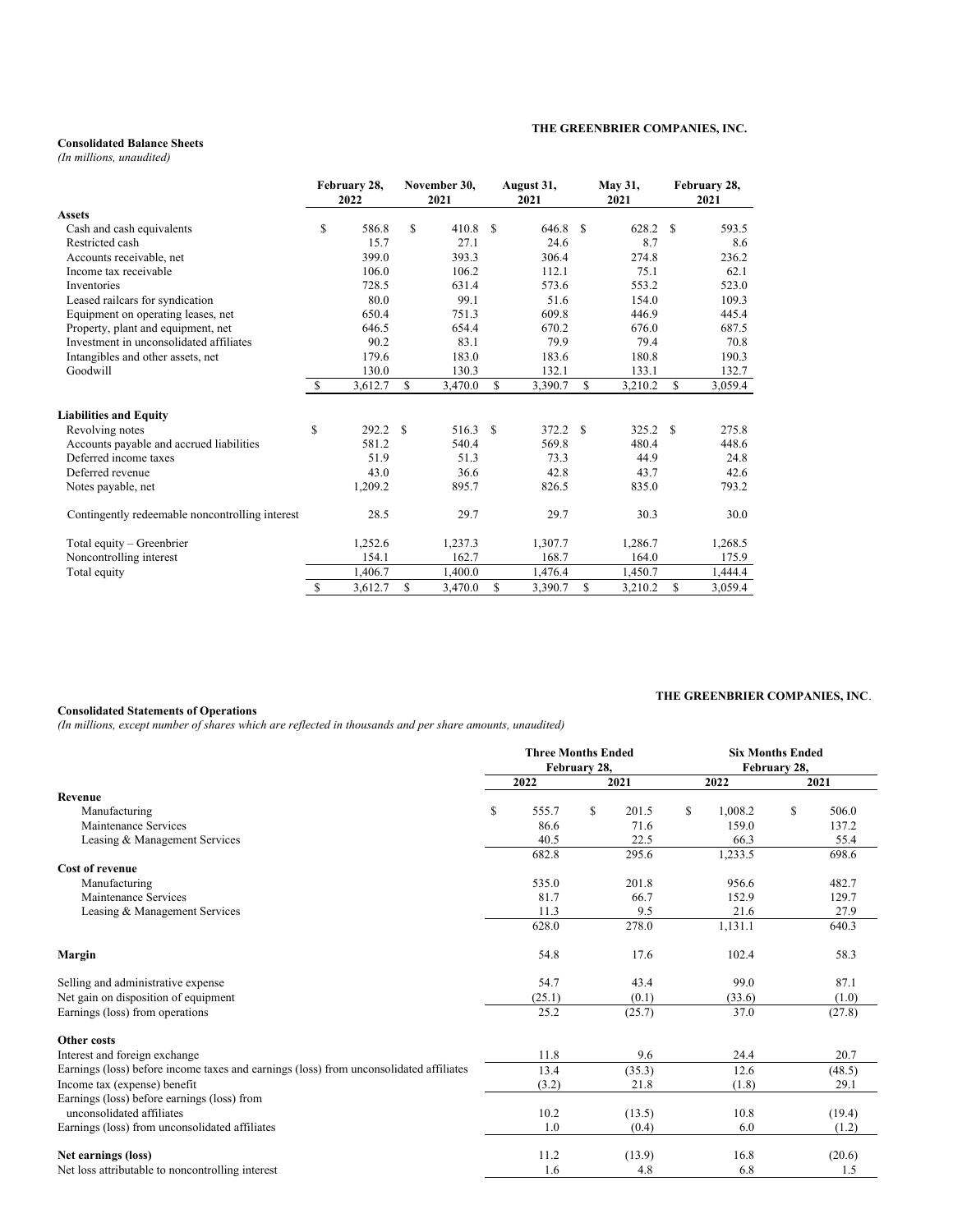**THE GREENBRIER COMPANIES, INC.**

**Consolidated Balance Sheets**
*(In millions, unaudited)*

| | February 28, 2022 | November 30, 2021 | August 31, 2021 | May 31, 2021 | February 28, 2021 |
|---|---|---|---|---|---|
| **Assets** | | | | | |
| Cash and cash equivalents | $ 586.8 | $ 410.8 | $ 646.8 | $ 628.2 | $ 593.5 |
| Restricted cash | 15.7 | 27.1 | 24.6 | 8.7 | 8.6 |
| Accounts receivable, net | 399.0 | 393.3 | 306.4 | 274.8 | 236.2 |
| Income tax receivable | 106.0 | 106.2 | 112.1 | 75.1 | 62.1 |
| Inventories | 728.5 | 631.4 | 573.6 | 553.2 | 523.0 |
| Leased railcars for syndication | 80.0 | 99.1 | 51.6 | 154.0 | 109.3 |
| Equipment on operating leases, net | 650.4 | 751.3 | 609.8 | 446.9 | 445.4 |
| Property, plant and equipment, net | 646.5 | 654.4 | 670.2 | 676.0 | 687.5 |
| Investment in unconsolidated affiliates | 90.2 | 83.1 | 79.9 | 79.4 | 70.8 |
| Intangibles and other assets, net | 179.6 | 183.0 | 183.6 | 180.8 | 190.3 |
| Goodwill | 130.0 | 130.3 | 132.1 | 133.1 | 132.7 |
| | $ 3,612.7 | $ 3,470.0 | $ 3,390.7 | $ 3,210.2 | $ 3,059.4 |
| **Liabilities and Equity** | | | | | |
| Revolving notes | $ 292.2 | $ 516.3 | $ 372.2 | $ 325.2 | $ 275.8 |
| Accounts payable and accrued liabilities | 581.2 | 540.4 | 569.8 | 480.4 | 448.6 |
| Deferred income taxes | 51.9 | 51.3 | 73.3 | 44.9 | 24.8 |
| Deferred revenue | 43.0 | 36.6 | 42.8 | 43.7 | 42.6 |
| Notes payable, net | 1,209.2 | 895.7 | 826.5 | 835.0 | 793.2 |
| Contingently redeemable noncontrolling interest | 28.5 | 29.7 | 29.7 | 30.3 | 30.0 |
| Total equity – Greenbrier | 1,252.6 | 1,237.3 | 1,307.7 | 1,286.7 | 1,268.5 |
| Noncontrolling interest | 154.1 | 162.7 | 168.7 | 164.0 | 175.9 |
| Total equity | 1,406.7 | 1,400.0 | 1,476.4 | 1,450.7 | 1,444.4 |
| | $ 3,612.7 | $ 3,470.0 | $ 3,390.7 | $ 3,210.2 | $ 3,059.4 |

**THE GREENBRIER COMPANIES, INC.**

**Consolidated Statements of Operations**
*(In millions, except number of shares which are reflected in thousands and per share amounts, unaudited)*

| | Three Months Ended February 28, | | Six Months Ended February 28, | |
|---|---|---|---|---|
| | 2022 | 2021 | 2022 | 2021 |
| **Revenue** | | | | |
| Manufacturing | $ 555.7 | $ 201.5 | $ 1,008.2 | $ 506.0 |
| Maintenance Services | 86.6 | 71.6 | 159.0 | 137.2 |
| Leasing & Management Services | 40.5 | 22.5 | 66.3 | 55.4 |
| | 682.8 | 295.6 | 1,233.5 | 698.6 |
| **Cost of revenue** | | | | |
| Manufacturing | 535.0 | 201.8 | 956.6 | 482.7 |
| Maintenance Services | 81.7 | 66.7 | 152.9 | 129.7 |
| Leasing & Management Services | 11.3 | 9.5 | 21.6 | 27.9 |
| | 628.0 | 278.0 | 1,131.1 | 640.3 |
| **Margin** | 54.8 | 17.6 | 102.4 | 58.3 |
| Selling and administrative expense | 54.7 | 43.4 | 99.0 | 87.1 |
| Net gain on disposition of equipment | (25.1) | (0.1) | (33.6) | (1.0) |
| Earnings (loss) from operations | 25.2 | (25.7) | 37.0 | (27.8) |
| **Other costs** | | | | |
| Interest and foreign exchange | 11.8 | 9.6 | 24.4 | 20.7 |
| Earnings (loss) before income taxes and earnings (loss) from unconsolidated affiliates | 13.4 | (35.3) | 12.6 | (48.5) |
| Income tax (expense) benefit | (3.2) | 21.8 | (1.8) | 29.1 |
| Earnings (loss) before earnings (loss) from unconsolidated affiliates | 10.2 | (13.5) | 10.8 | (19.4) |
| Earnings (loss) from unconsolidated affiliates | 1.0 | (0.4) | 6.0 | (1.2) |
| **Net earnings (loss)** | 11.2 | (13.9) | 16.8 | (20.6) |
| Net loss attributable to noncontrolling interest | 1.6 | 4.8 | 6.8 | 1.5 |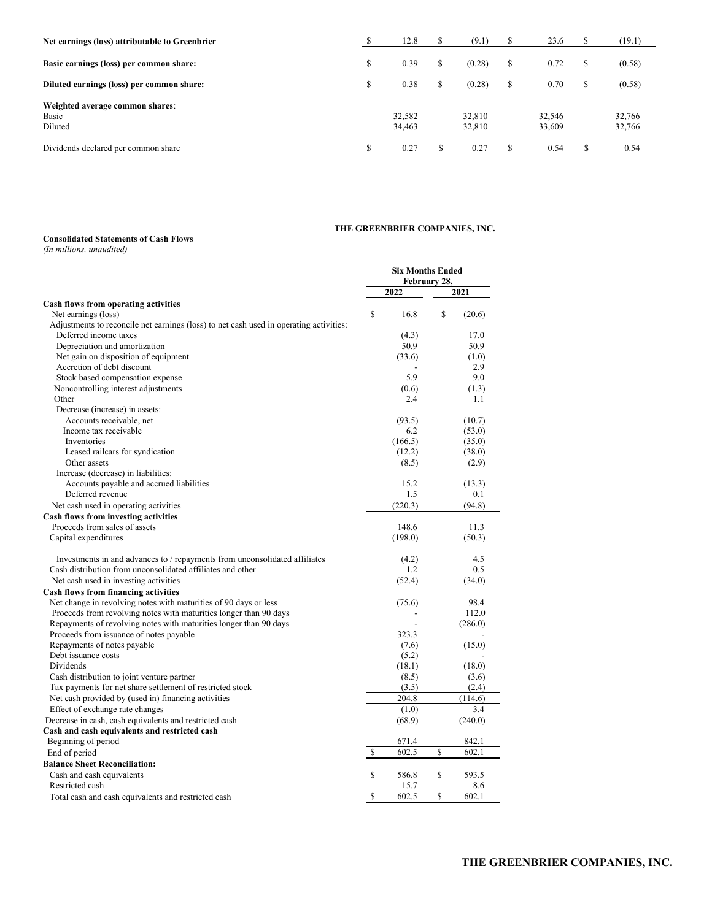| | | | | |
|---|---|---|---|---|
| **Net earnings (loss) attributable to Greenbrier** | $ 12.8 | $ (9.1) | $ 23.6 | $ (19.1) |
| **Basic earnings (loss) per common share:** | $ 0.39 | $ (0.28) | $ 0.72 | $ (0.58) |
| **Diluted earnings (loss) per common share:** | $ 0.38 | $ (0.28) | $ 0.70 | $ (0.58) |
| **Weighted average common shares**: | | | | |
| Basic | 32,582 | 32,810 | 32,546 | 32,766 |
| Diluted | 34,463 | 32,810 | 33,609 | 32,766 |
| Dividends declared per common share | $ 0.27 | $ 0.27 | $ 0.54 | $ 0.54 |

**THE GREENBRIER COMPANIES, INC.**

**Consolidated Statements of Cash Flows**

*(In millions, unaudited)*

| | Six Months Ended February 28, | |
|---|---|---|
| | **2022** | **2021** |
| **Cash flows from operating activities** | | |
| Net earnings (loss) | $ 16.8 | $ (20.6) |
| Adjustments to reconcile net earnings (loss) to net cash used in operating activities: | | |
| Deferred income taxes | (4.3) | 17.0 |
| Depreciation and amortization | 50.9 | 50.9 |
| Net gain on disposition of equipment | (33.6) | (1.0) |
| Accretion of debt discount | - | 2.9 |
| Stock based compensation expense | 5.9 | 9.0 |
| Noncontrolling interest adjustments | (0.6) | (1.3) |
| Other | 2.4 | 1.1 |
| Decrease (increase) in assets: | | |
| Accounts receivable, net | (93.5) | (10.7) |
| Income tax receivable | 6.2 | (53.0) |
| Inventories | (166.5) | (35.0) |
| Leased railcars for syndication | (12.2) | (38.0) |
| Other assets | (8.5) | (2.9) |
| Increase (decrease) in liabilities: | | |
| Accounts payable and accrued liabilities | 15.2 | (13.3) |
| Deferred revenue | 1.5 | 0.1 |
| Net cash used in operating activities | (220.3) | (94.8) |
| **Cash flows from investing activities** | | |
| Proceeds from sales of assets | 148.6 | 11.3 |
| Capital expenditures | (198.0) | (50.3) |
| Investments in and advances to / repayments from unconsolidated affiliates | (4.2) | 4.5 |
| Cash distribution from unconsolidated affiliates and other | 1.2 | 0.5 |
| Net cash used in investing activities | (52.4) | (34.0) |
| **Cash flows from financing activities** | | |
| Net change in revolving notes with maturities of 90 days or less | (75.6) | 98.4 |
| Proceeds from revolving notes with maturities longer than 90 days | - | 112.0 |
| Repayments of revolving notes with maturities longer than 90 days | - | (286.0) |
| Proceeds from issuance of notes payable | 323.3 | - |
| Repayments of notes payable | (7.6) | (15.0) |
| Debt issuance costs | (5.2) | - |
| Dividends | (18.1) | (18.0) |
| Cash distribution to joint venture partner | (8.5) | (3.6) |
| Tax payments for net share settlement of restricted stock | (3.5) | (2.4) |
| Net cash provided by (used in) financing activities | 204.8 | (114.6) |
| Effect of exchange rate changes | (1.0) | 3.4 |
| Decrease in cash, cash equivalents and restricted cash | (68.9) | (240.0) |
| **Cash and cash equivalents and restricted cash** | | |
| Beginning of period | 671.4 | 842.1 |
| End of period | $ 602.5 | $ 602.1 |
| **Balance Sheet Reconciliation:** | | |
| Cash and cash equivalents | $ 586.8 | $ 593.5 |
| Restricted cash | 15.7 | 8.6 |
| Total cash and cash equivalents and restricted cash | $ 602.5 | $ 602.1 |

**THE GREENBRIER COMPANIES, INC.**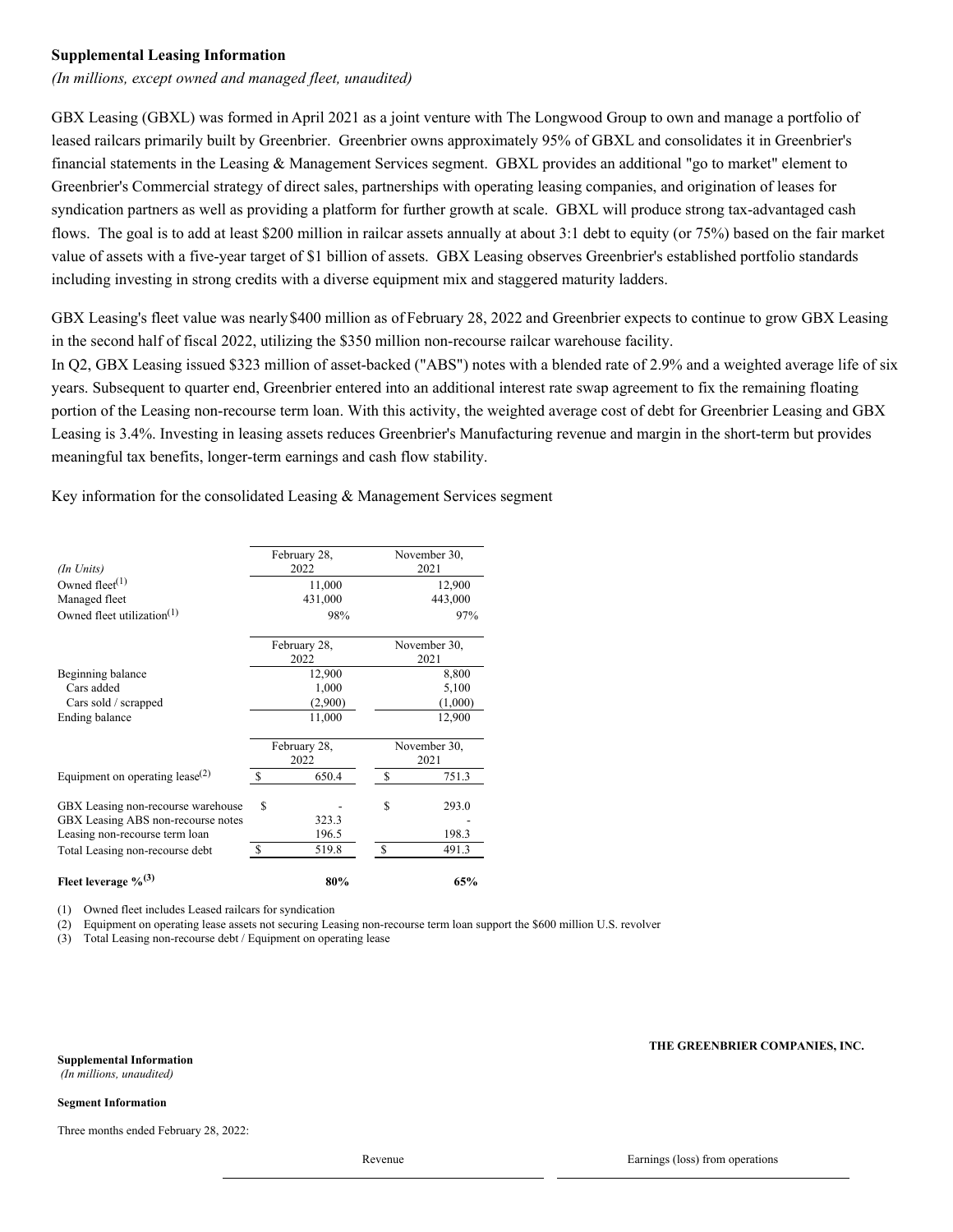**Supplemental Leasing Information**

*(In millions, except owned and managed fleet, unaudited)*

GBX Leasing (GBXL) was formed in April 2021 as a joint venture with The Longwood Group to own and manage a portfolio of leased railcars primarily built by Greenbrier. Greenbrier owns approximately 95% of GBXL and consolidates it in Greenbrier's financial statements in the Leasing & Management Services segment. GBXL provides an additional "go to market" element to Greenbrier's Commercial strategy of direct sales, partnerships with operating leasing companies, and origination of leases for syndication partners as well as providing a platform for further growth at scale. GBXL will produce strong tax-advantaged cash flows. The goal is to add at least $200 million in railcar assets annually at about 3:1 debt to equity (or 75%) based on the fair market value of assets with a five-year target of $1 billion of assets. GBX Leasing observes Greenbrier's established portfolio standards including investing in strong credits with a diverse equipment mix and staggered maturity ladders.

GBX Leasing's fleet value was nearly $400 million as of February 28, 2022 and Greenbrier expects to continue to grow GBX Leasing in the second half of fiscal 2022, utilizing the $350 million non-recourse railcar warehouse facility.

In Q2, GBX Leasing issued $323 million of asset-backed ("ABS") notes with a blended rate of 2.9% and a weighted average life of six years. Subsequent to quarter end, Greenbrier entered into an additional interest rate swap agreement to fix the remaining floating portion of the Leasing non-recourse term loan. With this activity, the weighted average cost of debt for Greenbrier Leasing and GBX Leasing is 3.4%. Investing in leasing assets reduces Greenbrier's Manufacturing revenue and margin in the short-term but provides meaningful tax benefits, longer-term earnings and cash flow stability.

Key information for the consolidated Leasing & Management Services segment

| *(In Units)* | February 28, 2022 | November 30, 2021 |
|---|---|---|
| Owned fleet[(1)] | 11,000 | 12,900 |
| Managed fleet | 431,000 | 443,000 |
| Owned fleet utilization[(1)] | 98% | 97% |

| | February 28, 2022 | November 30, 2021 |
|---|---|---|
| Beginning balance | 12,900 | 8,800 |
| Cars added | 1,000 | 5,100 |
| Cars sold / scrapped | (2,900) | (1,000) |
| Ending balance | 11,000 | 12,900 |

| | February 28, 2022 | November 30, 2021 |
|---|---|---|
| Equipment on operating lease[(2)] | $ 650.4 | $ 751.3 |
| GBX Leasing non-recourse warehouse | $ - | $ 293.0 |
| GBX Leasing ABS non-recourse notes | 323.3 | - |
| Leasing non-recourse term loan | 196.5 | 198.3 |
| Total Leasing non-recourse debt | $ 519.8 | $ 491.3 |
| **Fleet leverage %[(3)]** | **80%** | **65%** |

(1) Owned fleet includes Leased railcars for syndication

(2) Equipment on operating lease assets not securing Leasing non-recourse term loan support the $600 million U.S. revolver

(3) Total Leasing non-recourse debt / Equipment on operating lease

**THE GREENBRIER COMPANIES, INC.**

**Supplemental Information**

*(In millions, unaudited)*

**Segment Information**

Three months ended February 28, 2022:

| | Revenue | Earnings (loss) from operations |
|---|---|---|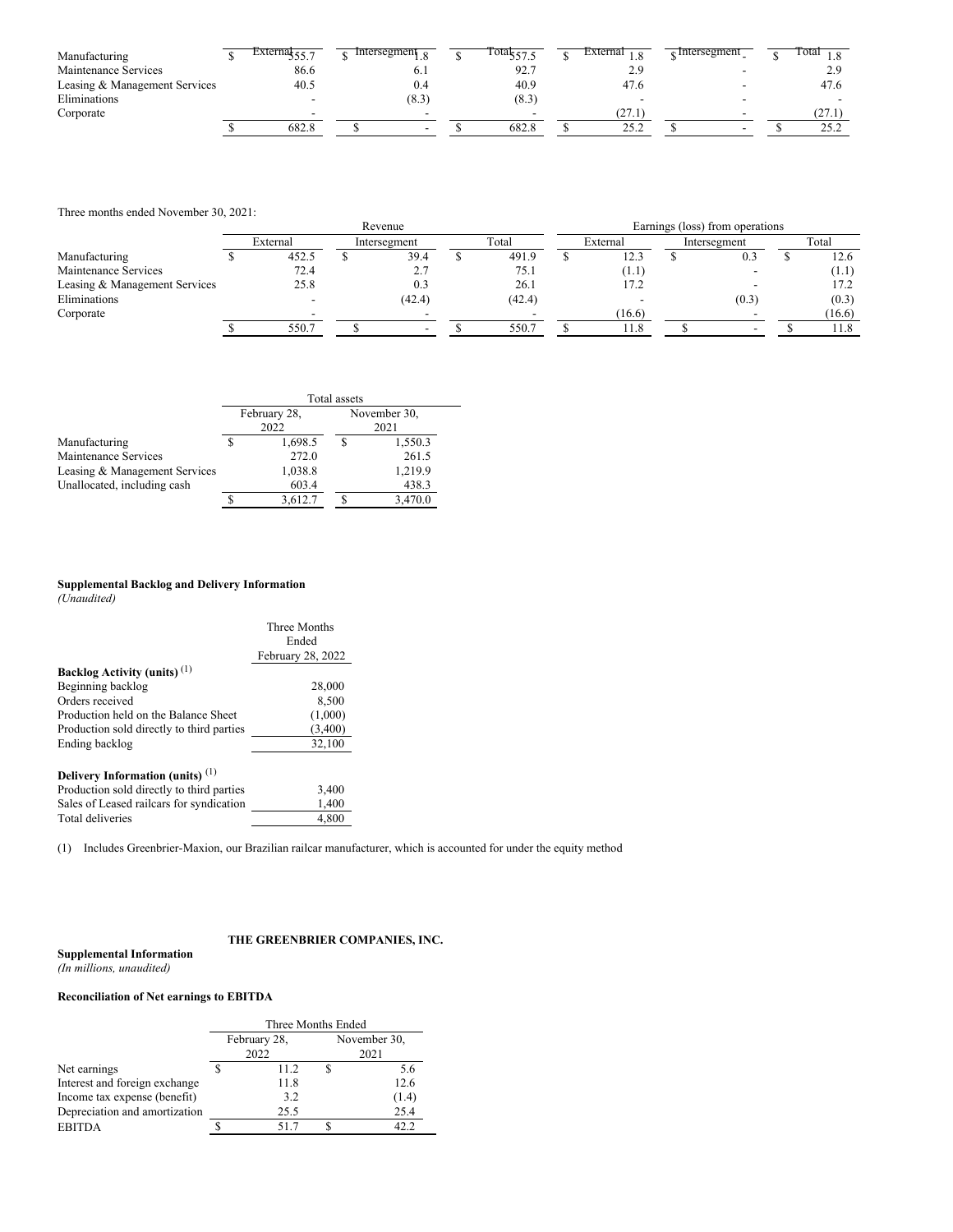| | Revenue | | | Earnings (loss) from operations | | |
|---|---|---|---|---|---|---|
| | External | Intersegment | Total | External | Intersegment | Total |
| Manufacturing | $ 555.7 | $ 1.8 | $ 557.5 | $ 1.8 | $ - | $ 1.8 |
| Maintenance Services | 86.6 | 6.1 | 92.7 | 2.9 | - | 2.9 |
| Leasing & Management Services | 40.5 | 0.4 | 40.9 | 47.6 | - | 47.6 |
| Eliminations | - | (8.3) | (8.3) | - | - | - |
| Corporate | - | - | - | (27.1) | - | (27.1) |
| | $ 682.8 | $ - | $ 682.8 | $ 25.2 | $ - | $ 25.2 |

Three months ended November 30, 2021:

| | Revenue | | | Earnings (loss) from operations | | |
|---|---|---|---|---|---|---|
| | External | Intersegment | Total | External | Intersegment | Total |
| Manufacturing | $ 452.5 | $ 39.4 | $ 491.9 | $ 12.3 | $ 0.3 | $ 12.6 |
| Maintenance Services | 72.4 | 2.7 | 75.1 | (1.1) | - | (1.1) |
| Leasing & Management Services | 25.8 | 0.3 | 26.1 | 17.2 | - | 17.2 |
| Eliminations | - | (42.4) | (42.4) | - | (0.3) | (0.3) |
| Corporate | - | - | - | (16.6) | - | (16.6) |
| | $ 550.7 | $ - | $ 550.7 | $ 11.8 | $ - | $ 11.8 |

| | Total assets | |
|---|---|---|
| | February 28, 2022 | November 30, 2021 |
| Manufacturing | $ 1,698.5 | $ 1,550.3 |
| Maintenance Services | 272.0 | 261.5 |
| Leasing & Management Services | 1,038.8 | 1,219.9 |
| Unallocated, including cash | 603.4 | 438.3 |
| | $ 3,612.7 | $ 3,470.0 |

**Supplemental Backlog and Delivery Information**
*(Unaudited)*

| | Three Months Ended February 28, 2022 |
|---|---|
| **Backlog Activity (units)** [(1)] | |
| Beginning backlog | 28,000 |
| Orders received | 8,500 |
| Production held on the Balance Sheet | (1,000) |
| Production sold directly to third parties | (3,400) |
| Ending backlog | 32,100 |
| | |
| **Delivery Information (units)** [(1)] | |
| Production sold directly to third parties | 3,400 |
| Sales of Leased railcars for syndication | 1,400 |
| Total deliveries | 4,800 |

(1) Includes Greenbrier-Maxion, our Brazilian railcar manufacturer, which is accounted for under the equity method

**THE GREENBRIER COMPANIES, INC.**

**Supplemental Information**
*(In millions, unaudited)*

**Reconciliation of Net earnings to EBITDA**

| | Three Months Ended | |
|---|---|---|
| | February 28, 2022 | November 30, 2021 |
| Net earnings | $ 11.2 | $ 5.6 |
| Interest and foreign exchange | 11.8 | 12.6 |
| Income tax expense (benefit) | 3.2 | (1.4) |
| Depreciation and amortization | 25.5 | 25.4 |
| EBITDA | $ 51.7 | $ 42.2 |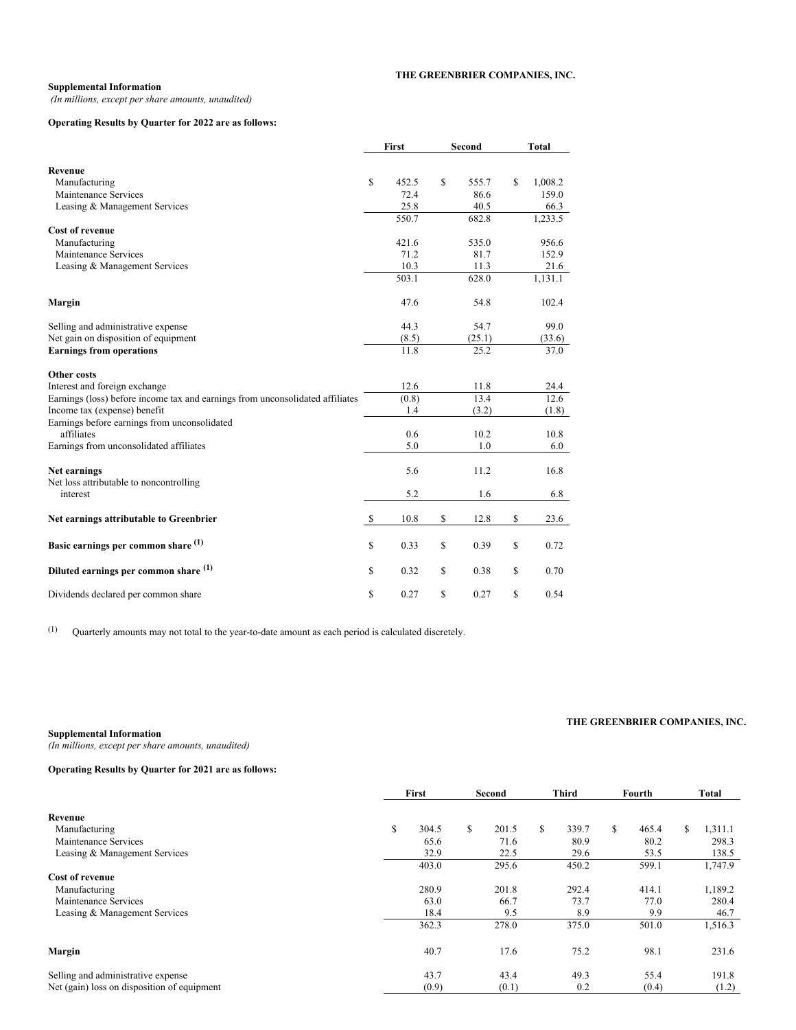**THE GREENBRIER COMPANIES, INC.**

**Supplemental Information**
*(In millions, except per share amounts, unaudited)*

**Operating Results by Quarter for 2022 are as follows:**

| | First | Second | Total |
|---|---|---|---|
| **Revenue** | | | |
| Manufacturing | $ 452.5 | $ 555.7 | $ 1,008.2 |
| Maintenance Services | 72.4 | 86.6 | 159.0 |
| Leasing & Management Services | 25.8 | 40.5 | 66.3 |
| | 550.7 | 682.8 | 1,233.5 |
| **Cost of revenue** | | | |
| Manufacturing | 421.6 | 535.0 | 956.6 |
| Maintenance Services | 71.2 | 81.7 | 152.9 |
| Leasing & Management Services | 10.3 | 11.3 | 21.6 |
| | 503.1 | 628.0 | 1,131.1 |
| **Margin** | 47.6 | 54.8 | 102.4 |
| Selling and administrative expense | 44.3 | 54.7 | 99.0 |
| Net gain on disposition of equipment | (8.5) | (25.1) | (33.6) |
| **Earnings from operations** | 11.8 | 25.2 | 37.0 |
| **Other costs** | | | |
| Interest and foreign exchange | 12.6 | 11.8 | 24.4 |
| Earnings (loss) before income tax and earnings from unconsolidated affiliates | (0.8) | 13.4 | 12.6 |
| Income tax (expense) benefit | 1.4 | (3.2) | (1.8) |
| Earnings before earnings from unconsolidated affiliates | 0.6 | 10.2 | 10.8 |
| Earnings from unconsolidated affiliates | 5.0 | 1.0 | 6.0 |
| **Net earnings** | 5.6 | 11.2 | 16.8 |
| Net loss attributable to noncontrolling interest | 5.2 | 1.6 | 6.8 |
| **Net earnings attributable to Greenbrier** | $ 10.8 | $ 12.8 | $ 23.6 |
| **Basic earnings per common share [(1)]** | $ 0.33 | $ 0.39 | $ 0.72 |
| **Diluted earnings per common share [(1)]** | $ 0.32 | $ 0.38 | $ 0.70 |
| Dividends declared per common share | $ 0.27 | $ 0.27 | $ 0.54 |

(1) Quarterly amounts may not total to the year-to-date amount as each period is calculated discretely.

**THE GREENBRIER COMPANIES, INC.**

**Supplemental Information**
*(In millions, except per share amounts, unaudited)*

**Operating Results by Quarter for 2021 are as follows:**

| | First | Second | Third | Fourth | Total |
|---|---|---|---|---|---|
| **Revenue** | | | | | |
| Manufacturing | $ 304.5 | $ 201.5 | $ 339.7 | $ 465.4 | $ 1,311.1 |
| Maintenance Services | 65.6 | 71.6 | 80.9 | 80.2 | 298.3 |
| Leasing & Management Services | 32.9 | 22.5 | 29.6 | 53.5 | 138.5 |
| | 403.0 | 295.6 | 450.2 | 599.1 | 1,747.9 |
| **Cost of revenue** | | | | | |
| Manufacturing | 280.9 | 201.8 | 292.4 | 414.1 | 1,189.2 |
| Maintenance Services | 63.0 | 66.7 | 73.7 | 77.0 | 280.4 |
| Leasing & Management Services | 18.4 | 9.5 | 8.9 | 9.9 | 46.7 |
| | 362.3 | 278.0 | 375.0 | 501.0 | 1,516.3 |
| **Margin** | 40.7 | 17.6 | 75.2 | 98.1 | 231.6 |
| Selling and administrative expense | 43.7 | 43.4 | 49.3 | 55.4 | 191.8 |
| Net (gain) loss on disposition of equipment | (0.9) | (0.1) | 0.2 | (0.4) | (1.2) |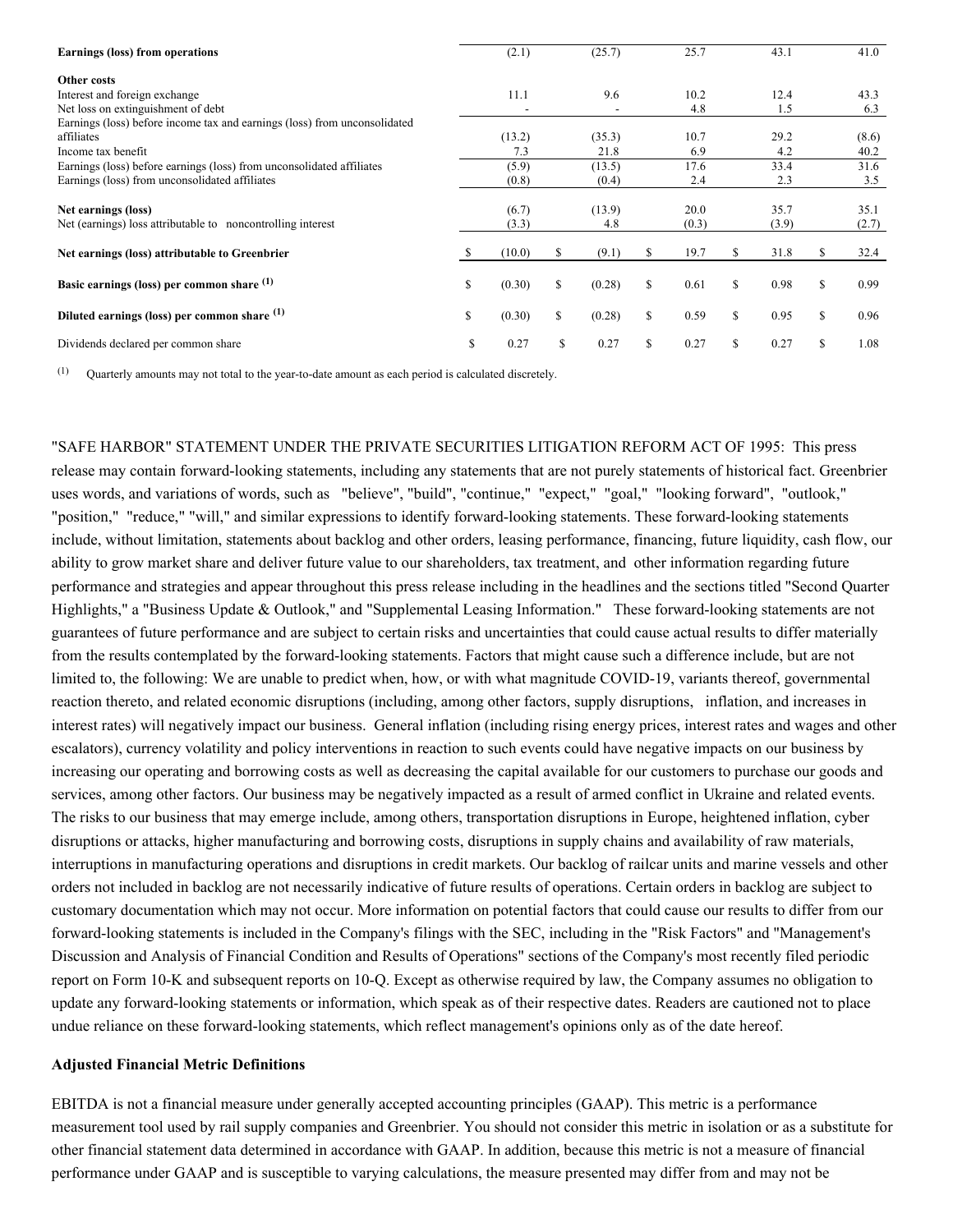| | | | | | |
|---|---|---|---|---|---|
| **Earnings (loss) from operations** | (2.1) | (25.7) | 25.7 | 43.1 | 41.0 |
| **Other costs** | | | | | |
| Interest and foreign exchange | 11.1 | 9.6 | 10.2 | 12.4 | 43.3 |
| Net loss on extinguishment of debt | - | - | 4.8 | 1.5 | 6.3 |
| Earnings (loss) before income tax and earnings (loss) from unconsolidated affiliates | (13.2) | (35.3) | 10.7 | 29.2 | (8.6) |
| Income tax benefit | 7.3 | 21.8 | 6.9 | 4.2 | 40.2 |
| Earnings (loss) before earnings (loss) from unconsolidated affiliates | (5.9) | (13.5) | 17.6 | 33.4 | 31.6 |
| Earnings (loss) from unconsolidated affiliates | (0.8) | (0.4) | 2.4 | 2.3 | 3.5 |
| **Net earnings (loss)** | (6.7) | (13.9) | 20.0 | 35.7 | 35.1 |
| Net (earnings) loss attributable to noncontrolling interest | (3.3) | 4.8 | (0.3) | (3.9) | (2.7) |
| **Net earnings (loss) attributable to Greenbrier** | $ (10.0) | $ (9.1) | $ 19.7 | $ 31.8 | $ 32.4 |
| **Basic earnings (loss) per common share** [1] | $ (0.30) | $ (0.28) | $ 0.61 | $ 0.98 | $ 0.99 |
| **Diluted earnings (loss) per common share** [1] | $ (0.30) | $ (0.28) | $ 0.59 | $ 0.95 | $ 0.96 |
| Dividends declared per common share | $ 0.27 | $ 0.27 | $ 0.27 | $ 0.27 | $ 1.08 |

[1] Quarterly amounts may not total to the year-to-date amount as each period is calculated discretely.

"SAFE HARBOR" STATEMENT UNDER THE PRIVATE SECURITIES LITIGATION REFORM ACT OF 1995: This press release may contain forward-looking statements, including any statements that are not purely statements of historical fact. Greenbrier uses words, and variations of words, such as "believe", "build", "continue," "expect," "goal," "looking forward", "outlook," "position," "reduce," "will," and similar expressions to identify forward-looking statements. These forward-looking statements include, without limitation, statements about backlog and other orders, leasing performance, financing, future liquidity, cash flow, our ability to grow market share and deliver future value to our shareholders, tax treatment, and other information regarding future performance and strategies and appear throughout this press release including in the headlines and the sections titled "Second Quarter Highlights," a "Business Update & Outlook," and "Supplemental Leasing Information." These forward-looking statements are not guarantees of future performance and are subject to certain risks and uncertainties that could cause actual results to differ materially from the results contemplated by the forward-looking statements. Factors that might cause such a difference include, but are not limited to, the following: We are unable to predict when, how, or with what magnitude COVID-19, variants thereof, governmental reaction thereto, and related economic disruptions (including, among other factors, supply disruptions, inflation, and increases in interest rates) will negatively impact our business. General inflation (including rising energy prices, interest rates and wages and other escalators), currency volatility and policy interventions in reaction to such events could have negative impacts on our business by increasing our operating and borrowing costs as well as decreasing the capital available for our customers to purchase our goods and services, among other factors. Our business may be negatively impacted as a result of armed conflict in Ukraine and related events. The risks to our business that may emerge include, among others, transportation disruptions in Europe, heightened inflation, cyber disruptions or attacks, higher manufacturing and borrowing costs, disruptions in supply chains and availability of raw materials, interruptions in manufacturing operations and disruptions in credit markets. Our backlog of railcar units and marine vessels and other orders not included in backlog are not necessarily indicative of future results of operations. Certain orders in backlog are subject to customary documentation which may not occur. More information on potential factors that could cause our results to differ from our forward-looking statements is included in the Company's filings with the SEC, including in the "Risk Factors" and "Management's Discussion and Analysis of Financial Condition and Results of Operations" sections of the Company's most recently filed periodic report on Form 10-K and subsequent reports on 10-Q. Except as otherwise required by law, the Company assumes no obligation to update any forward-looking statements or information, which speak as of their respective dates. Readers are cautioned not to place undue reliance on these forward-looking statements, which reflect management's opinions only as of the date hereof.

**Adjusted Financial Metric Definitions**

EBITDA is not a financial measure under generally accepted accounting principles (GAAP). This metric is a performance measurement tool used by rail supply companies and Greenbrier. You should not consider this metric in isolation or as a substitute for other financial statement data determined in accordance with GAAP. In addition, because this metric is not a measure of financial performance under GAAP and is susceptible to varying calculations, the measure presented may differ from and may not be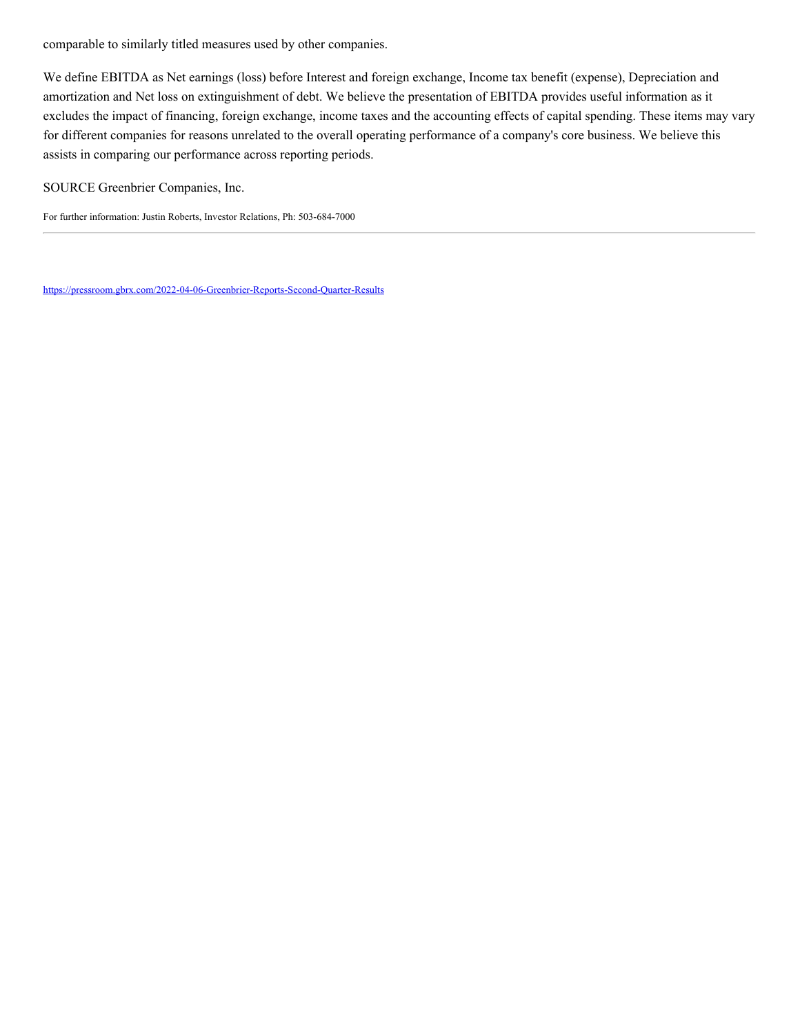comparable to similarly titled measures used by other companies.

We define EBITDA as Net earnings (loss) before Interest and foreign exchange, Income tax benefit (expense), Depreciation and amortization and Net loss on extinguishment of debt. We believe the presentation of EBITDA provides useful information as it excludes the impact of financing, foreign exchange, income taxes and the accounting effects of capital spending. These items may vary for different companies for reasons unrelated to the overall operating performance of a company's core business. We believe this assists in comparing our performance across reporting periods.

SOURCE Greenbrier Companies, Inc.

For further information: Justin Roberts, Investor Relations, Ph: 503-684-7000

---

https://pressroom.gbrx.com/2022-04-06-Greenbrier-Reports-Second-Quarter-Results